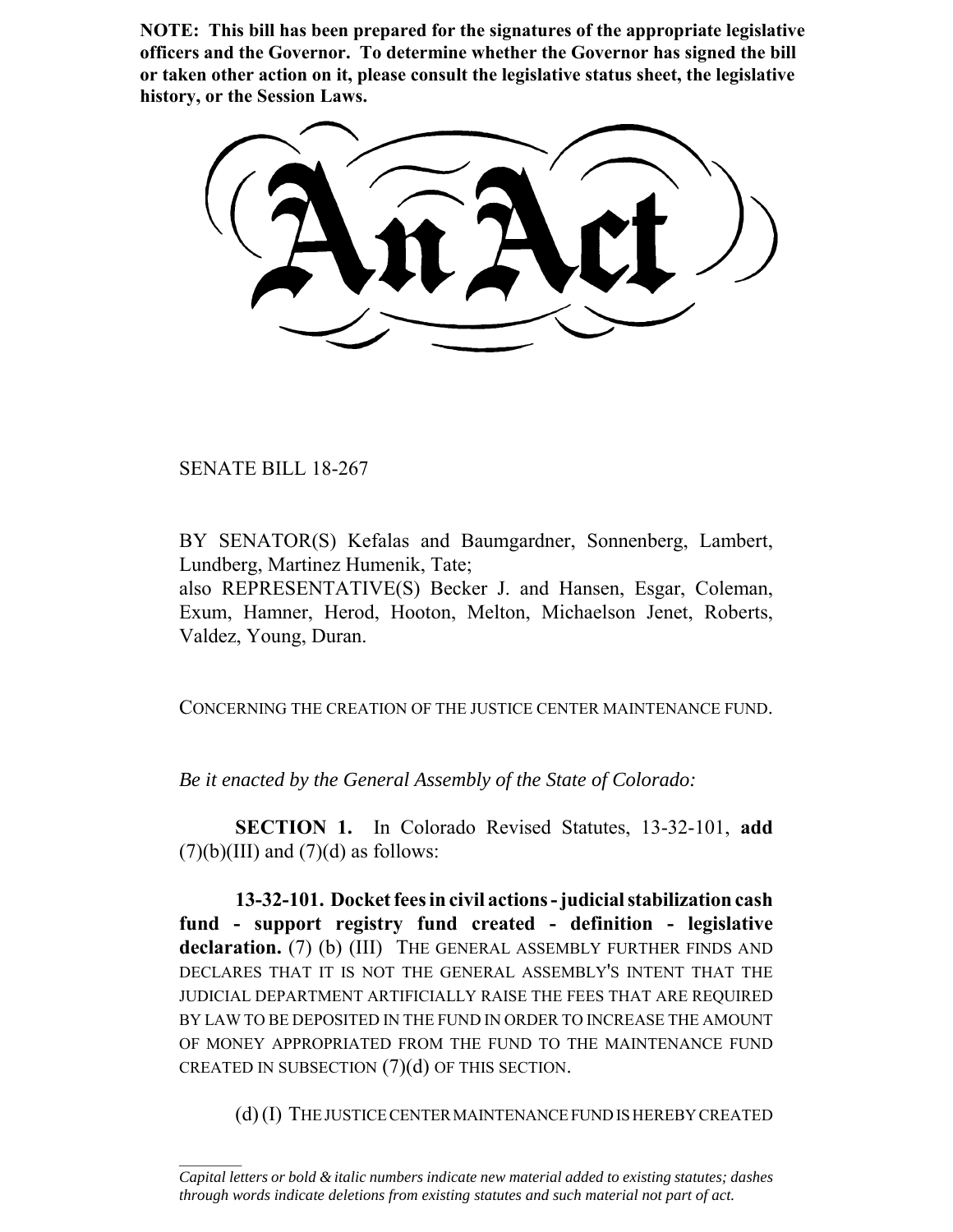**NOTE: This bill has been prepared for the signatures of the appropriate legislative officers and the Governor. To determine whether the Governor has signed the bill or taken other action on it, please consult the legislative status sheet, the legislative history, or the Session Laws.**

# An Act

SENATE BILL 18-267

BY SENATOR(S) Kefalas and Baumgardner, Sonnenberg, Lambert, Lundberg, Martinez Humenik, Tate;
also REPRESENTATIVE(S) Becker J. and Hansen, Esgar, Coleman, Exum, Hamner, Herod, Hooton, Melton, Michaelson Jenet, Roberts, Valdez, Young, Duran.

CONCERNING THE CREATION OF THE JUSTICE CENTER MAINTENANCE FUND.

*Be it enacted by the General Assembly of the State of Colorado:*

**SECTION 1.** In Colorado Revised Statutes, 13-32-101, **add** (7)(b)(III) and (7)(d) as follows:

**13-32-101. Docket fees in civil actions - judicial stabilization cash fund - support registry fund created - definition - legislative declaration.** (7) (b) (III) THE GENERAL ASSEMBLY FURTHER FINDS AND DECLARES THAT IT IS NOT THE GENERAL ASSEMBLY'S INTENT THAT THE JUDICIAL DEPARTMENT ARTIFICIALLY RAISE THE FEES THAT ARE REQUIRED BY LAW TO BE DEPOSITED IN THE FUND IN ORDER TO INCREASE THE AMOUNT OF MONEY APPROPRIATED FROM THE FUND TO THE MAINTENANCE FUND CREATED IN SUBSECTION (7)(d) OF THIS SECTION.

(d) (I) THE JUSTICE CENTER MAINTENANCE FUND IS HEREBY CREATED

*Capital letters or bold & italic numbers indicate new material added to existing statutes; dashes through words indicate deletions from existing statutes and such material not part of act.*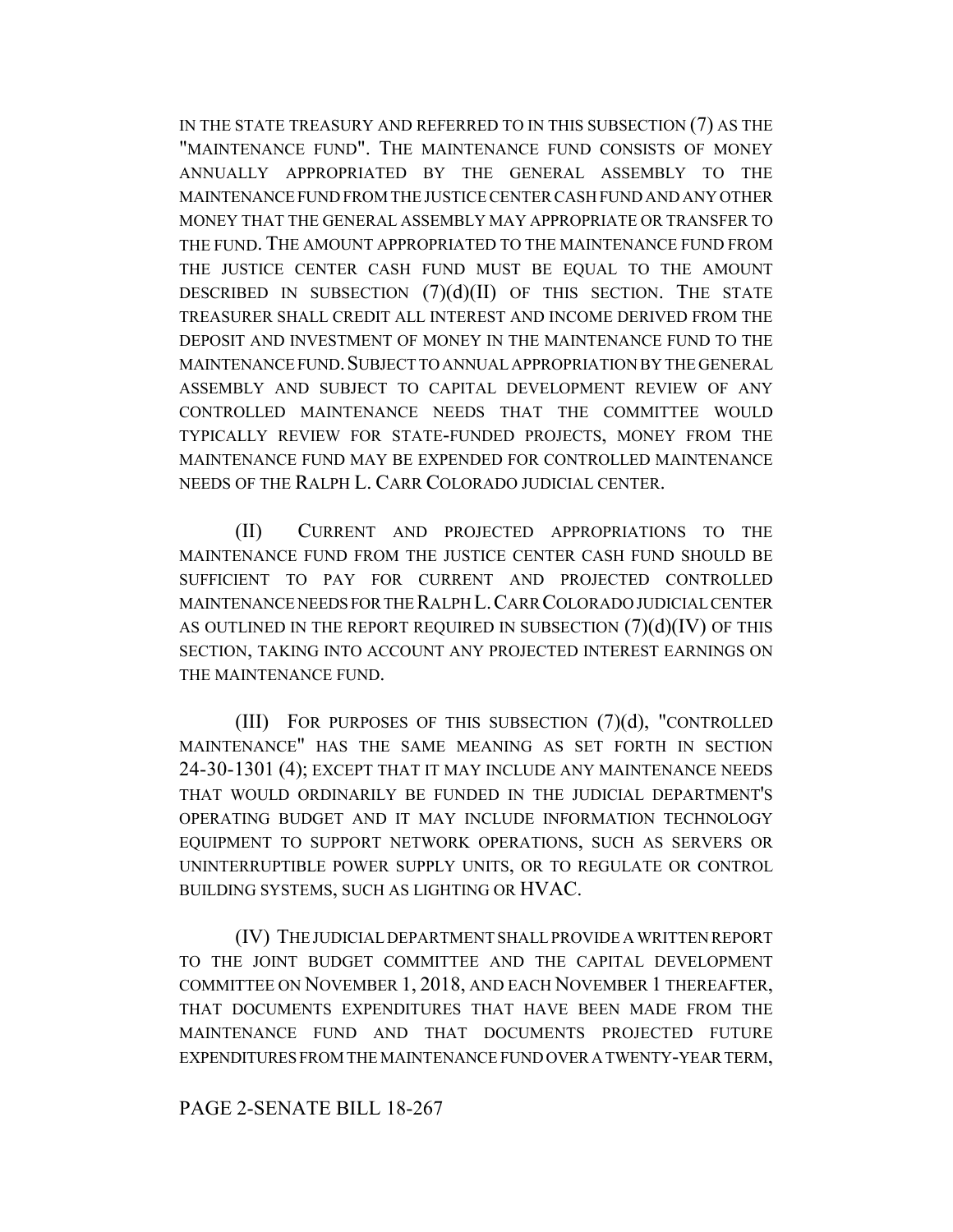IN THE STATE TREASURY AND REFERRED TO IN THIS SUBSECTION (7) AS THE "MAINTENANCE FUND". THE MAINTENANCE FUND CONSISTS OF MONEY ANNUALLY APPROPRIATED BY THE GENERAL ASSEMBLY TO THE MAINTENANCE FUND FROM THE JUSTICE CENTER CASH FUND AND ANY OTHER MONEY THAT THE GENERAL ASSEMBLY MAY APPROPRIATE OR TRANSFER TO THE FUND. THE AMOUNT APPROPRIATED TO THE MAINTENANCE FUND FROM THE JUSTICE CENTER CASH FUND MUST BE EQUAL TO THE AMOUNT DESCRIBED IN SUBSECTION (7)(d)(II) OF THIS SECTION. THE STATE TREASURER SHALL CREDIT ALL INTEREST AND INCOME DERIVED FROM THE DEPOSIT AND INVESTMENT OF MONEY IN THE MAINTENANCE FUND TO THE MAINTENANCE FUND. SUBJECT TO ANNUAL APPROPRIATION BY THE GENERAL ASSEMBLY AND SUBJECT TO CAPITAL DEVELOPMENT REVIEW OF ANY CONTROLLED MAINTENANCE NEEDS THAT THE COMMITTEE WOULD TYPICALLY REVIEW FOR STATE-FUNDED PROJECTS, MONEY FROM THE MAINTENANCE FUND MAY BE EXPENDED FOR CONTROLLED MAINTENANCE NEEDS OF THE RALPH L. CARR COLORADO JUDICIAL CENTER.

(II) CURRENT AND PROJECTED APPROPRIATIONS TO THE MAINTENANCE FUND FROM THE JUSTICE CENTER CASH FUND SHOULD BE SUFFICIENT TO PAY FOR CURRENT AND PROJECTED CONTROLLED MAINTENANCE NEEDS FOR THE RALPH L. CARR COLORADO JUDICIAL CENTER AS OUTLINED IN THE REPORT REQUIRED IN SUBSECTION (7)(d)(IV) OF THIS SECTION, TAKING INTO ACCOUNT ANY PROJECTED INTEREST EARNINGS ON THE MAINTENANCE FUND.

(III) FOR PURPOSES OF THIS SUBSECTION (7)(d), "CONTROLLED MAINTENANCE" HAS THE SAME MEANING AS SET FORTH IN SECTION 24-30-1301 (4); EXCEPT THAT IT MAY INCLUDE ANY MAINTENANCE NEEDS THAT WOULD ORDINARILY BE FUNDED IN THE JUDICIAL DEPARTMENT'S OPERATING BUDGET AND IT MAY INCLUDE INFORMATION TECHNOLOGY EQUIPMENT TO SUPPORT NETWORK OPERATIONS, SUCH AS SERVERS OR UNINTERRUPTIBLE POWER SUPPLY UNITS, OR TO REGULATE OR CONTROL BUILDING SYSTEMS, SUCH AS LIGHTING OR HVAC.

(IV) THE JUDICIAL DEPARTMENT SHALL PROVIDE A WRITTEN REPORT TO THE JOINT BUDGET COMMITTEE AND THE CAPITAL DEVELOPMENT COMMITTEE ON NOVEMBER 1, 2018, AND EACH NOVEMBER 1 THEREAFTER, THAT DOCUMENTS EXPENDITURES THAT HAVE BEEN MADE FROM THE MAINTENANCE FUND AND THAT DOCUMENTS PROJECTED FUTURE EXPENDITURES FROM THE MAINTENANCE FUND OVER A TWENTY-YEAR TERM,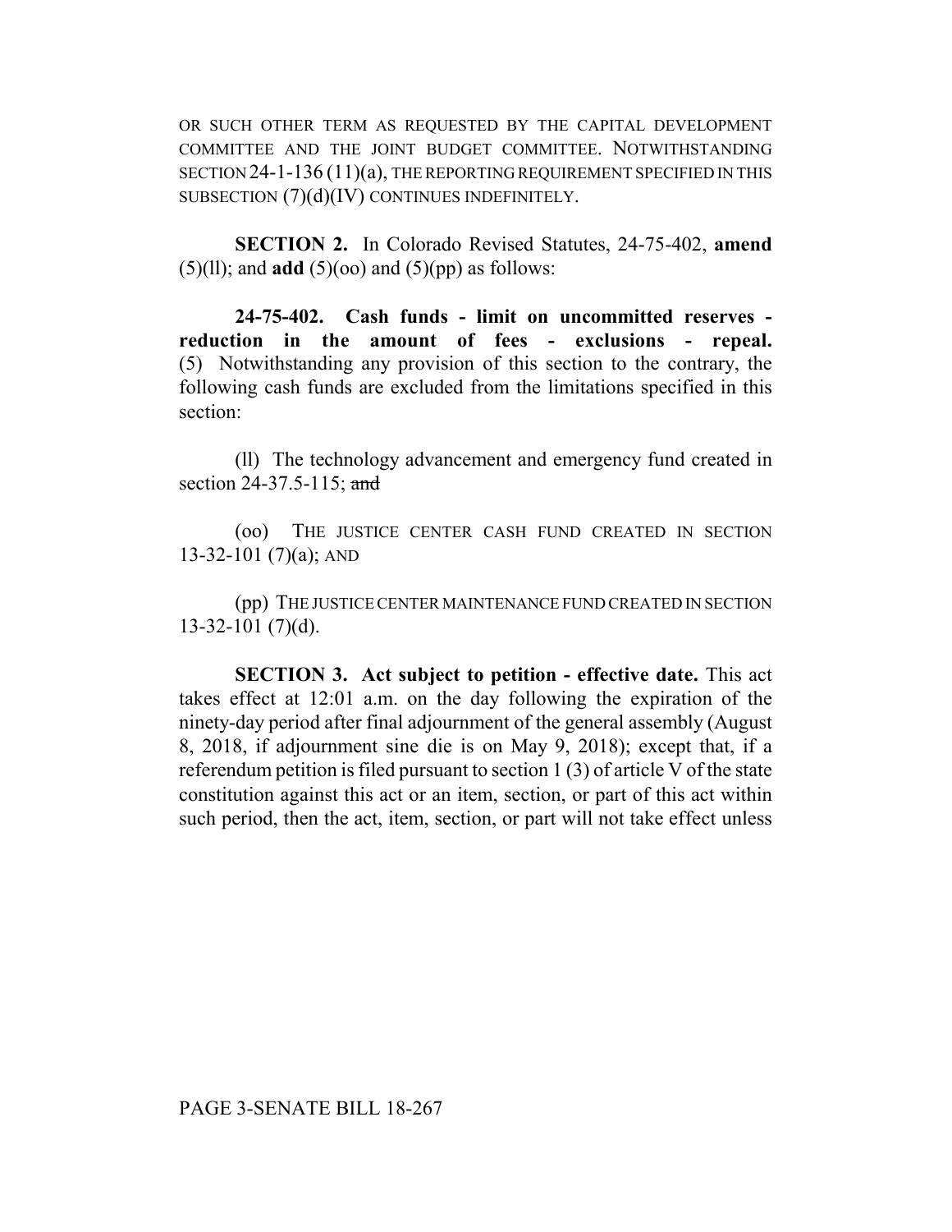OR SUCH OTHER TERM AS REQUESTED BY THE CAPITAL DEVELOPMENT COMMITTEE AND THE JOINT BUDGET COMMITTEE. NOTWITHSTANDING SECTION 24-1-136 (11)(a), THE REPORTING REQUIREMENT SPECIFIED IN THIS SUBSECTION (7)(d)(IV) CONTINUES INDEFINITELY.

**SECTION 2.** In Colorado Revised Statutes, 24-75-402, **amend** (5)(ll); and **add** (5)(oo) and (5)(pp) as follows:

**24-75-402. Cash funds - limit on uncommitted reserves - reduction in the amount of fees - exclusions - repeal.** (5) Notwithstanding any provision of this section to the contrary, the following cash funds are excluded from the limitations specified in this section:

(ll) The technology advancement and emergency fund created in section 24-37.5-115; ~~and~~

(oo) THE JUSTICE CENTER CASH FUND CREATED IN SECTION 13-32-101 (7)(a); AND

(pp) THE JUSTICE CENTER MAINTENANCE FUND CREATED IN SECTION 13-32-101 (7)(d).

**SECTION 3. Act subject to petition - effective date.** This act takes effect at 12:01 a.m. on the day following the expiration of the ninety-day period after final adjournment of the general assembly (August 8, 2018, if adjournment sine die is on May 9, 2018); except that, if a referendum petition is filed pursuant to section 1 (3) of article V of the state constitution against this act or an item, section, or part of this act within such period, then the act, item, section, or part will not take effect unless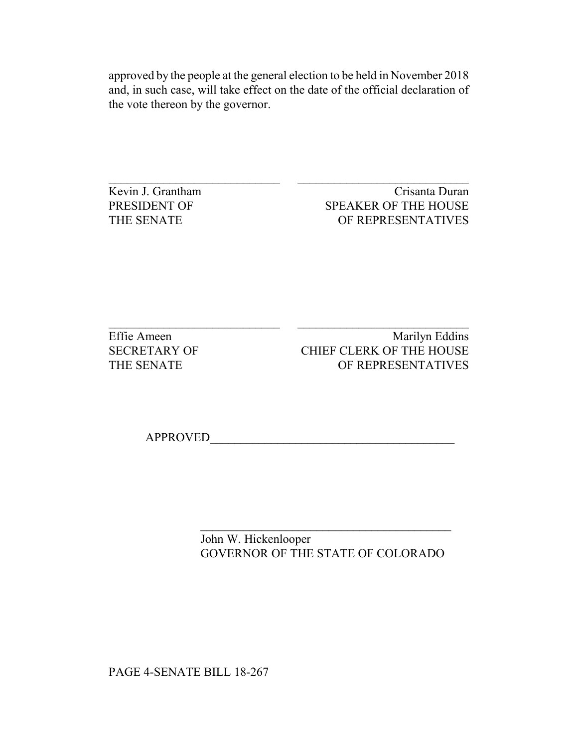approved by the people at the general election to be held in November 2018 and, in such case, will take effect on the date of the official declaration of the vote thereon by the governor.

| | |
|---|---|
| ____________________________ | ____________________________ |
| Kevin J. Grantham | Crisanta Duran |
| PRESIDENT OF THE SENATE | SPEAKER OF THE HOUSE OF REPRESENTATIVES |

| | |
|---|---|
| ____________________________ | ____________________________ |
| Effie Ameen | Marilyn Eddins |
| SECRETARY OF THE SENATE | CHIEF CLERK OF THE HOUSE OF REPRESENTATIVES |

APPROVED________________________________________

__________________________________________

John W. Hickenlooper
GOVERNOR OF THE STATE OF COLORADO

PAGE 4-SENATE BILL 18-267